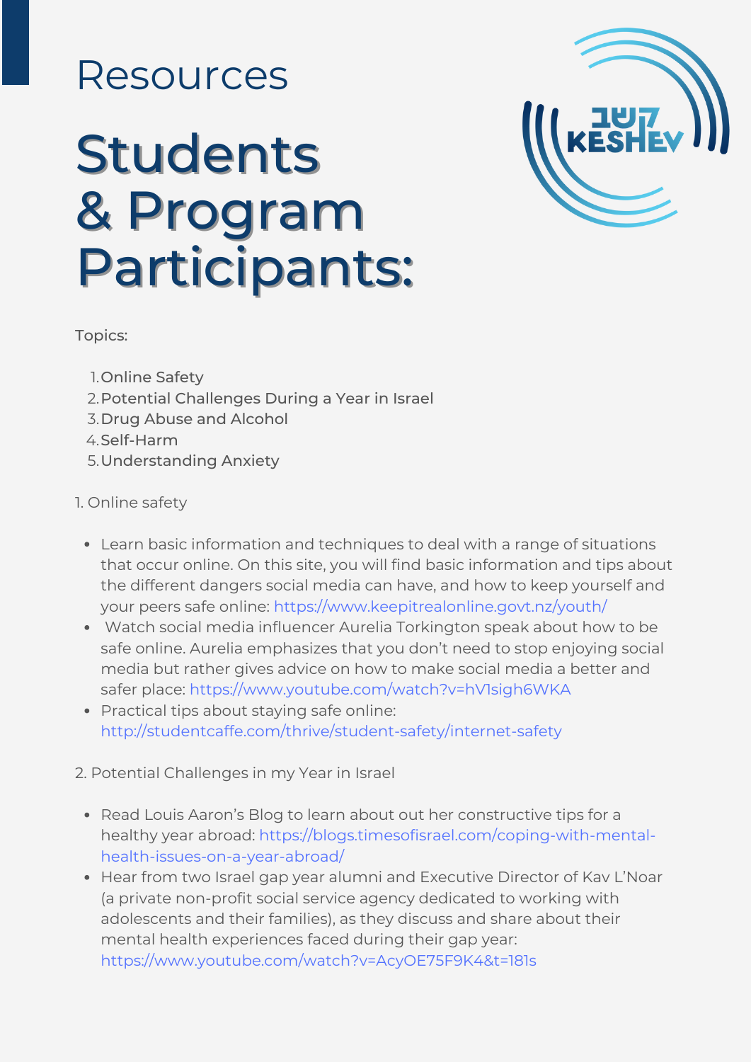# Resources

# Students & Program Participants:

Topics:

1. Online Safety
2. Potential Challenges During a Year in Israel
3. Drug Abuse and Alcohol
4. Self-Harm
5. Understanding Anxiety

1. Online safety

- Learn basic information and techniques to deal with a range of situations that occur online. On this site, you will find basic information and tips about the different dangers social media can have, and how to keep yourself and your peers safe online: https://www.keepitrealonline.govt.nz/youth/
- Watch social media influencer Aurelia Torkington speak about how to be safe online. Aurelia emphasizes that you don't need to stop enjoying social media but rather gives advice on how to make social media a better and safer place: https://www.youtube.com/watch?v=hV1sigh6WKA
- Practical tips about staying safe online: http://studentcaffe.com/thrive/student-safety/internet-safety

2. Potential Challenges in my Year in Israel

- Read Louis Aaron's Blog to learn about out her constructive tips for a healthy year abroad: https://blogs.timesofisrael.com/coping-with-mental-health-issues-on-a-year-abroad/
- Hear from two Israel gap year alumni and Executive Director of Kav L'Noar (a private non-profit social service agency dedicated to working with adolescents and their families), as they discuss and share about their mental health experiences faced during their gap year: https://www.youtube.com/watch?v=AcyOE75F9K4&t=181s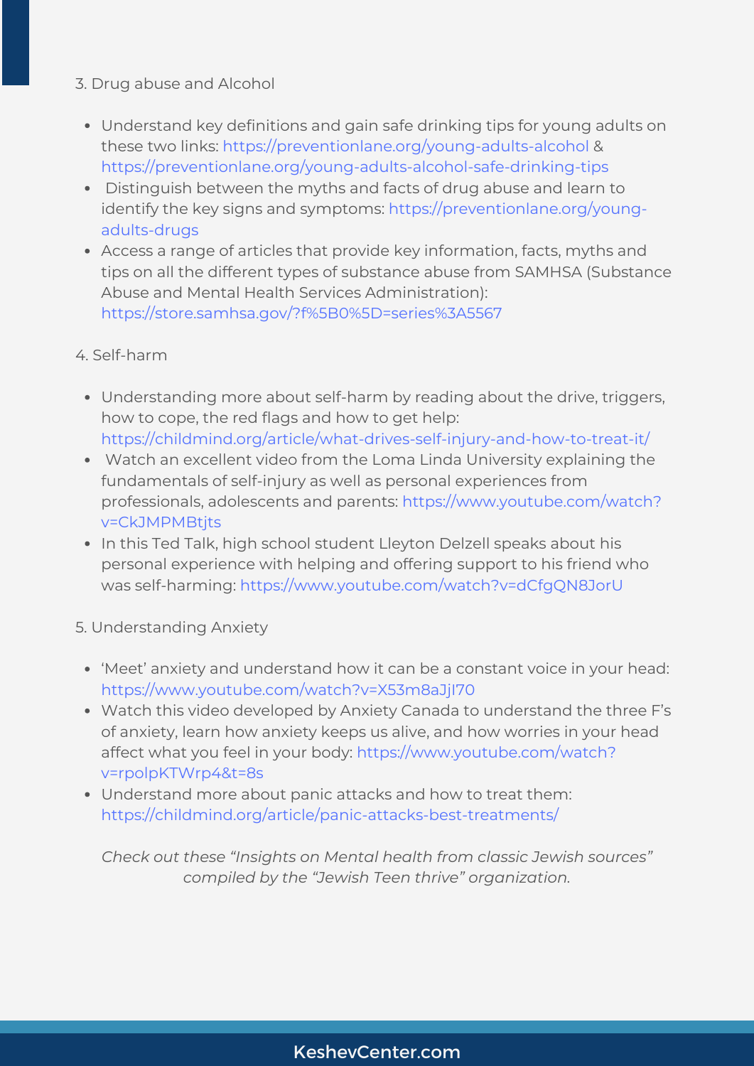3. Drug abuse and Alcohol

- Understand key definitions and gain safe drinking tips for young adults on these two links: https://preventionlane.org/young-adults-alcohol & https://preventionlane.org/young-adults-alcohol-safe-drinking-tips
- Distinguish between the myths and facts of drug abuse and learn to identify the key signs and symptoms: https://preventionlane.org/young-adults-drugs
- Access a range of articles that provide key information, facts, myths and tips on all the different types of substance abuse from SAMHSA (Substance Abuse and Mental Health Services Administration): https://store.samhsa.gov/?f%5B0%5D=series%3A5567

4. Self-harm

- Understanding more about self-harm by reading about the drive, triggers, how to cope, the red flags and how to get help: https://childmind.org/article/what-drives-self-injury-and-how-to-treat-it/
- Watch an excellent video from the Loma Linda University explaining the fundamentals of self-injury as well as personal experiences from professionals, adolescents and parents: https://www.youtube.com/watch?v=CkJMPMBtjts
- In this Ted Talk, high school student Lleyton Delzell speaks about his personal experience with helping and offering support to his friend who was self-harming: https://www.youtube.com/watch?v=dCfgQN8JorU

5. Understanding Anxiety

- ‘Meet’ anxiety and understand how it can be a constant voice in your head: https://www.youtube.com/watch?v=X53m8aJjI70
- Watch this video developed by Anxiety Canada to understand the three F’s of anxiety, learn how anxiety keeps us alive, and how worries in your head affect what you feel in your body: https://www.youtube.com/watch?v=rpolpKTWrp4&t=8s
- Understand more about panic attacks and how to treat them: https://childmind.org/article/panic-attacks-best-treatments/

*Check out these “Insights on Mental health from classic Jewish sources” compiled by the “Jewish Teen thrive” organization.*

KeshevCenter.com